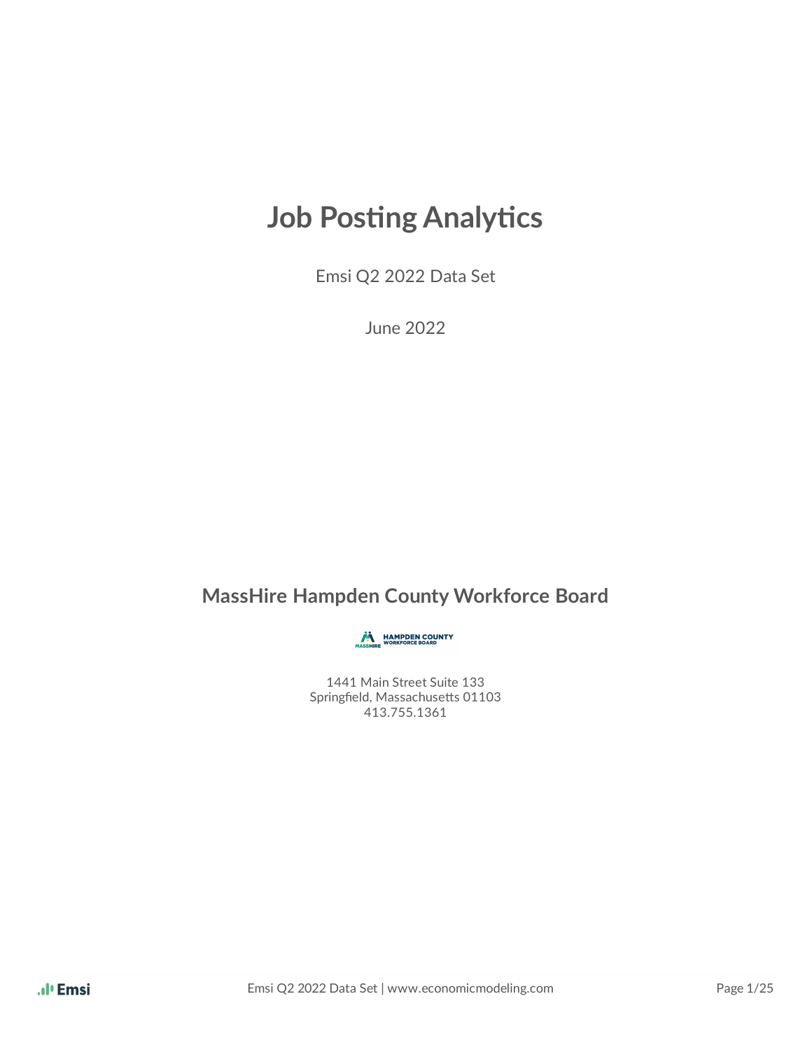# Job Posting Analytics

Emsi Q2 2022 Data Set

June 2022

## MassHire Hampden County Workforce Board

1441 Main Street Suite 133
Springfield, Massachusetts 01103
413.755.1361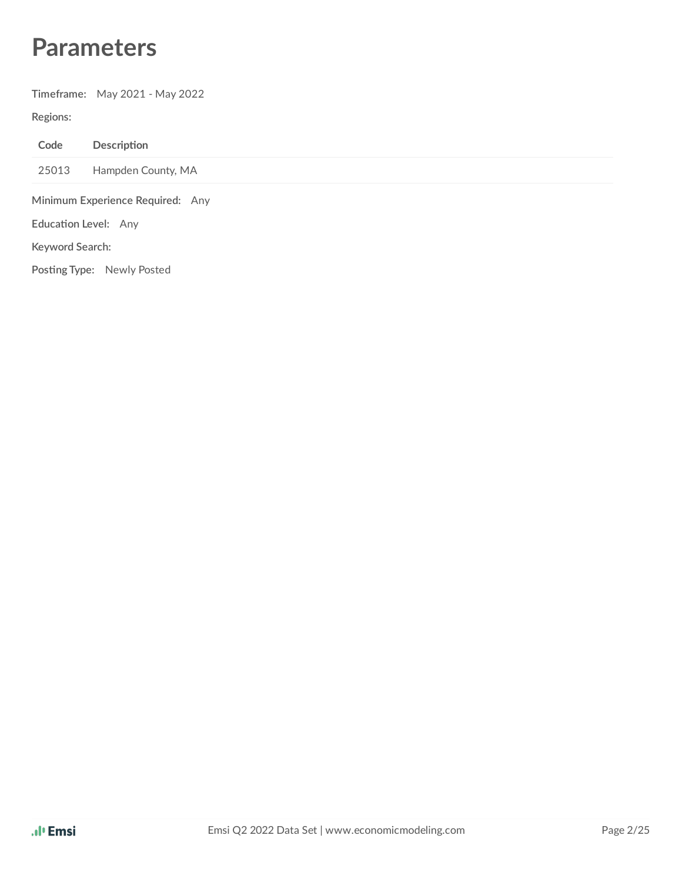# Parameters

**Timeframe:** May 2021 - May 2022

**Regions:**

| Code | Description |
|---|---|
| 25013 | Hampden County, MA |

**Minimum Experience Required:** Any

**Education Level:** Any

**Keyword Search:**

**Posting Type:** Newly Posted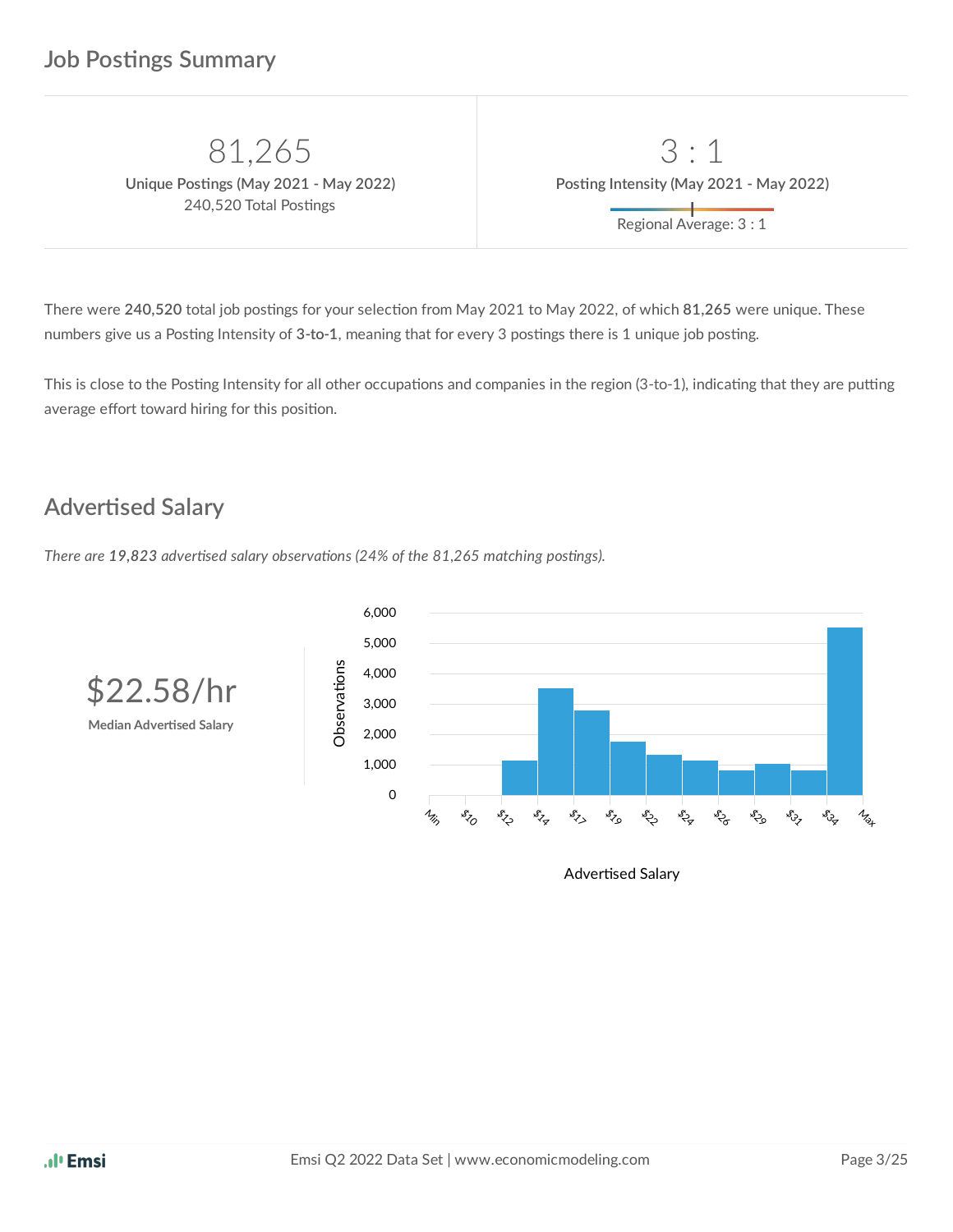## Job Postings Summary

| 81,265 | 3 : 1 |
|---|---|
| **Unique Postings (May 2021 - May 2022)** | **Posting Intensity (May 2021 - May 2022)** |
| 240,520 Total Postings | Regional Average: 3 : 1 |

There were **240,520** total job postings for your selection from May 2021 to May 2022, of which **81,265** were unique. These numbers give us a Posting Intensity of **3-to-1**, meaning that for every 3 postings there is 1 unique job posting.

This is close to the Posting Intensity for all other occupations and companies in the region (3-to-1), indicating that they are putting average effort toward hiring for this position.

## Advertised Salary

*There are **19,823** advertised salary observations (24% of the 81,265 matching postings).*

**$22.58/hr**

**Median Advertised Salary**

Observations

6,000
5,000
4,000
3,000
2,000
1,000
0

Min $10 $12 $14 $17 $19 $22 $24 $26 $29 $31 $34 Max

Advertised Salary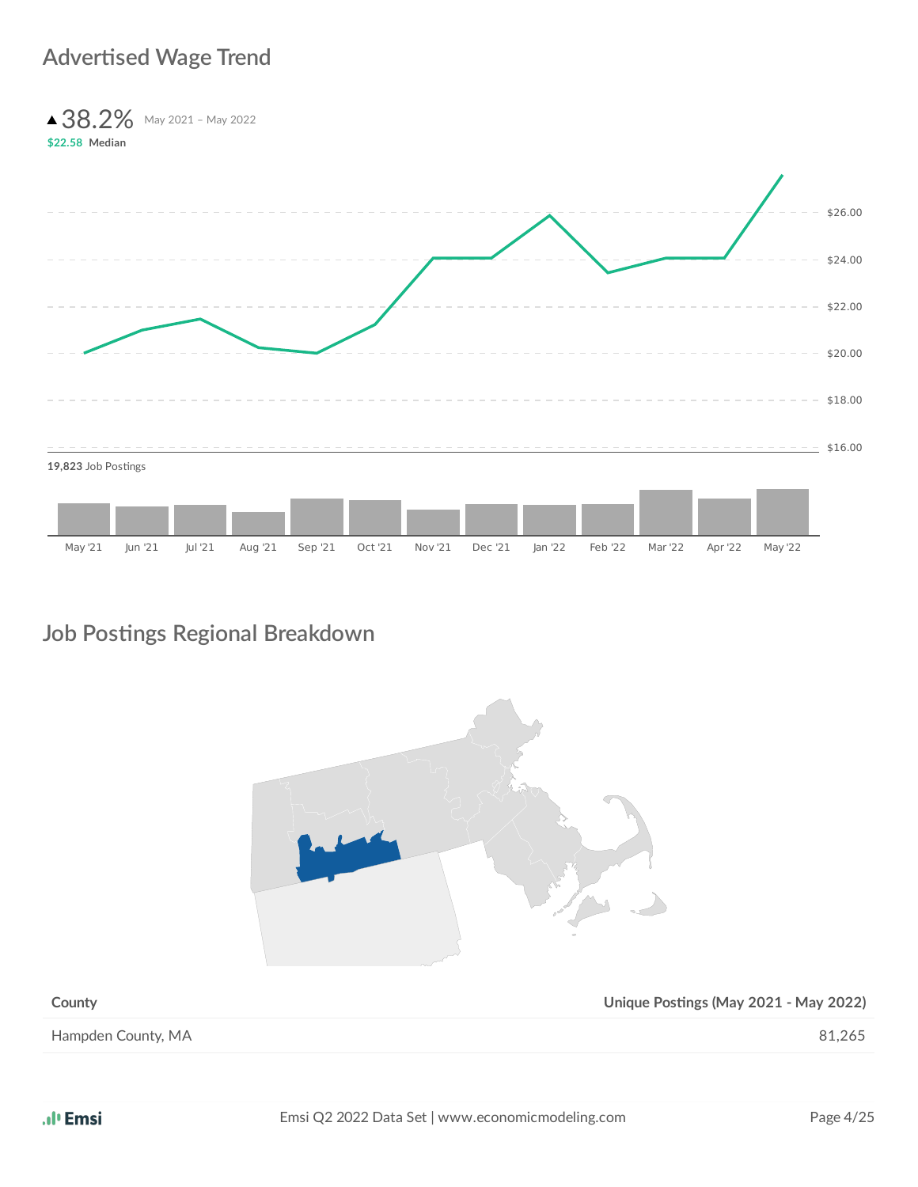## Advertised Wage Trend

▲38.2% May 2021 – May 2022

**$22.58 Median**

19,823 Job Postings

## Job Postings Regional Breakdown

| County | Unique Postings (May 2021 - May 2022) |
|---|---|
| Hampden County, MA | 81,265 |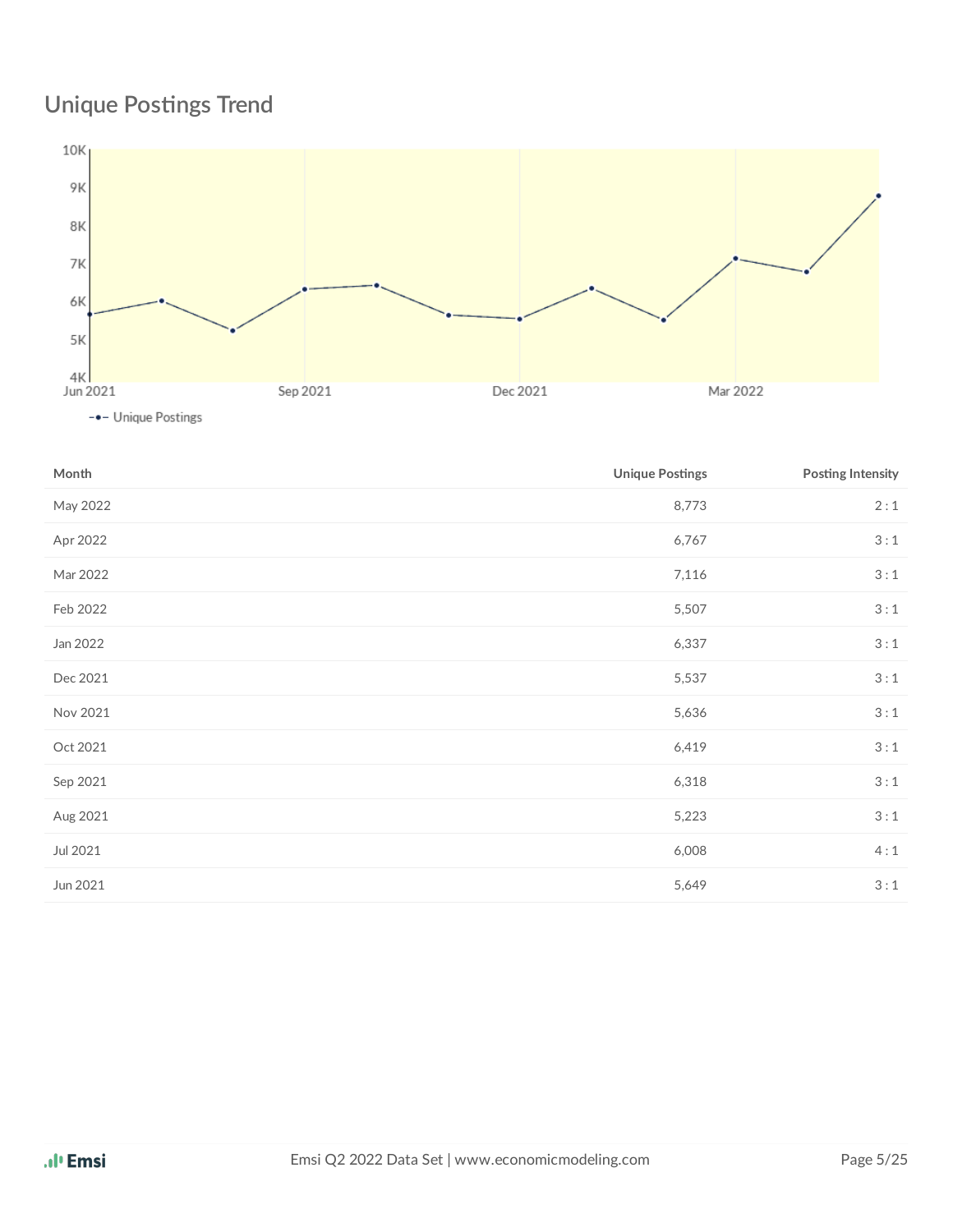## Unique Postings Trend

| Month | Unique Postings | Posting Intensity |
|---|---|---|
| May 2022 | 8,773 | 2 : 1 |
| Apr 2022 | 6,767 | 3 : 1 |
| Mar 2022 | 7,116 | 3 : 1 |
| Feb 2022 | 5,507 | 3 : 1 |
| Jan 2022 | 6,337 | 3 : 1 |
| Dec 2021 | 5,537 | 3 : 1 |
| Nov 2021 | 5,636 | 3 : 1 |
| Oct 2021 | 6,419 | 3 : 1 |
| Sep 2021 | 6,318 | 3 : 1 |
| Aug 2021 | 5,223 | 3 : 1 |
| Jul 2021 | 6,008 | 4 : 1 |
| Jun 2021 | 5,649 | 3 : 1 |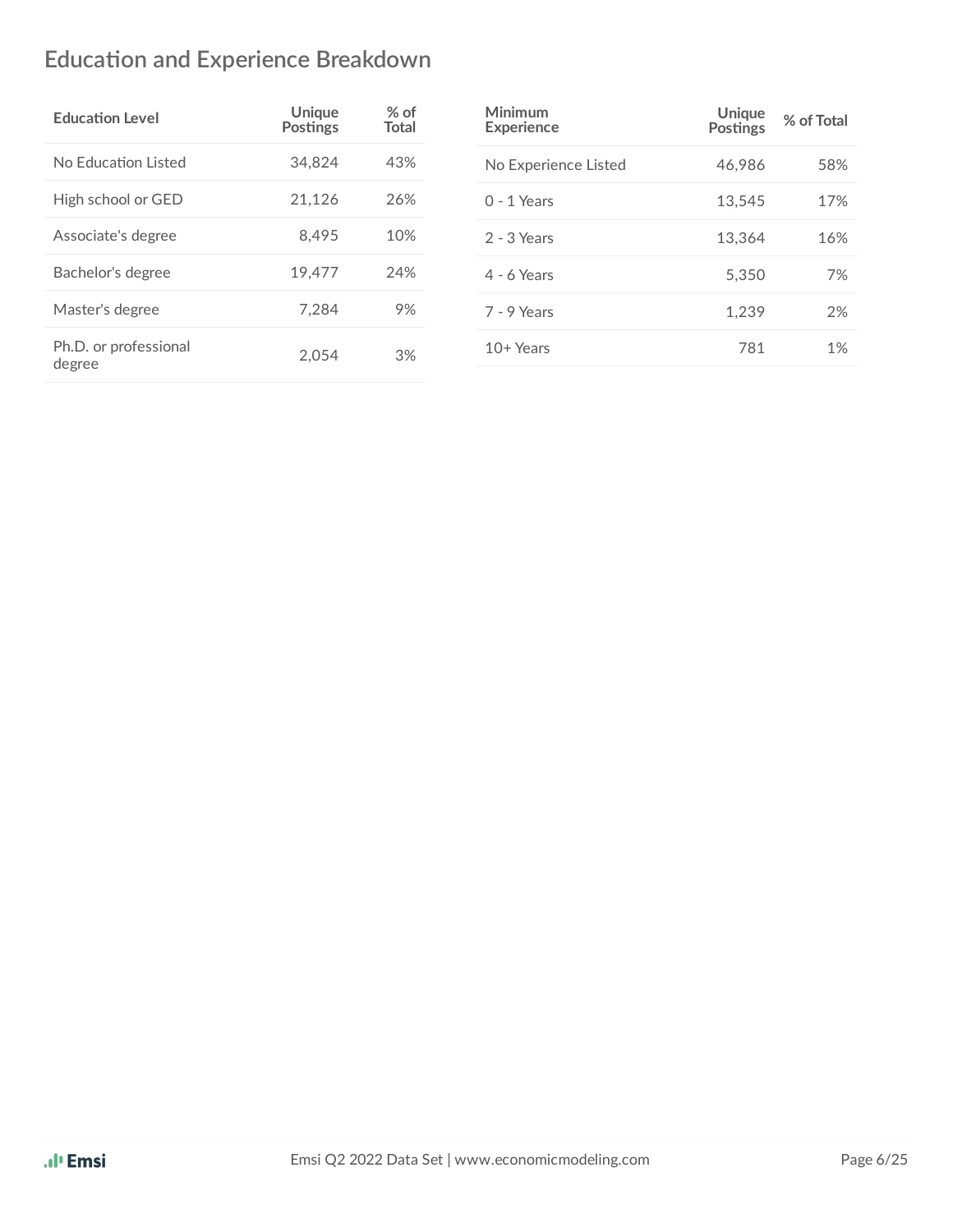## Education and Experience Breakdown

| Education Level | Unique Postings | % of Total |
|---|---|---|
| No Education Listed | 34,824 | 43% |
| High school or GED | 21,126 | 26% |
| Associate's degree | 8,495 | 10% |
| Bachelor's degree | 19,477 | 24% |
| Master's degree | 7,284 | 9% |
| Ph.D. or professional degree | 2,054 | 3% |

| Minimum Experience | Unique Postings | % of Total |
|---|---|---|
| No Experience Listed | 46,986 | 58% |
| 0 - 1 Years | 13,545 | 17% |
| 2 - 3 Years | 13,364 | 16% |
| 4 - 6 Years | 5,350 | 7% |
| 7 - 9 Years | 1,239 | 2% |
| 10+ Years | 781 | 1% |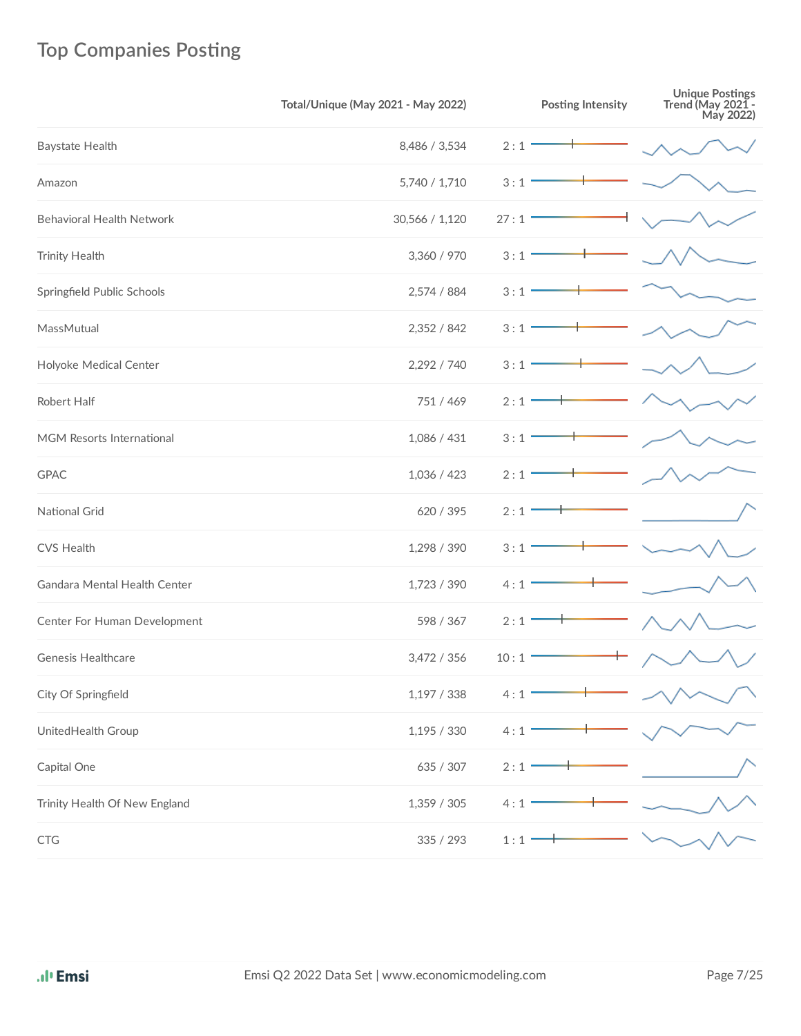## Top Companies Posting

| | Total/Unique (May 2021 - May 2022) | Posting Intensity | Unique Postings Trend (May 2021 - May 2022) |
|---|---|---|---|
| Baystate Health | 8,486 / 3,534 | 2 : 1 | |
| Amazon | 5,740 / 1,710 | 3 : 1 | |
| Behavioral Health Network | 30,566 / 1,120 | 27 : 1 | |
| Trinity Health | 3,360 / 970 | 3 : 1 | |
| Springfield Public Schools | 2,574 / 884 | 3 : 1 | |
| MassMutual | 2,352 / 842 | 3 : 1 | |
| Holyoke Medical Center | 2,292 / 740 | 3 : 1 | |
| Robert Half | 751 / 469 | 2 : 1 | |
| MGM Resorts International | 1,086 / 431 | 3 : 1 | |
| GPAC | 1,036 / 423 | 2 : 1 | |
| National Grid | 620 / 395 | 2 : 1 | |
| CVS Health | 1,298 / 390 | 3 : 1 | |
| Gandara Mental Health Center | 1,723 / 390 | 4 : 1 | |
| Center For Human Development | 598 / 367 | 2 : 1 | |
| Genesis Healthcare | 3,472 / 356 | 10 : 1 | |
| City Of Springfield | 1,197 / 338 | 4 : 1 | |
| UnitedHealth Group | 1,195 / 330 | 4 : 1 | |
| Capital One | 635 / 307 | 2 : 1 | |
| Trinity Health Of New England | 1,359 / 305 | 4 : 1 | |
| CTG | 335 / 293 | 1 : 1 | |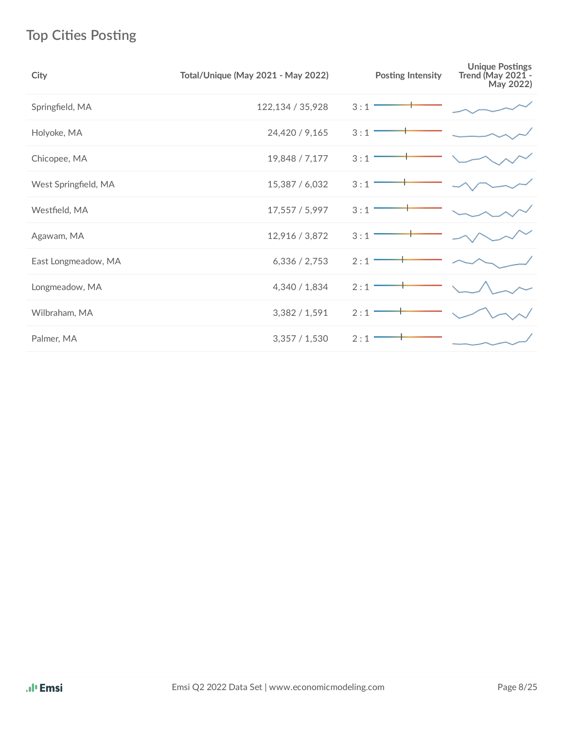## Top Cities Posting

| City | Total/Unique (May 2021 - May 2022) | Posting Intensity | Unique Postings Trend (May 2021 - May 2022) |
|---|---|---|---|
| Springfield, MA | 122,134 / 35,928 | 3 : 1 | |
| Holyoke, MA | 24,420 / 9,165 | 3 : 1 | |
| Chicopee, MA | 19,848 / 7,177 | 3 : 1 | |
| West Springfield, MA | 15,387 / 6,032 | 3 : 1 | |
| Westfield, MA | 17,557 / 5,997 | 3 : 1 | |
| Agawam, MA | 12,916 / 3,872 | 3 : 1 | |
| East Longmeadow, MA | 6,336 / 2,753 | 2 : 1 | |
| Longmeadow, MA | 4,340 / 1,834 | 2 : 1 | |
| Wilbraham, MA | 3,382 / 1,591 | 2 : 1 | |
| Palmer, MA | 3,357 / 1,530 | 2 : 1 | |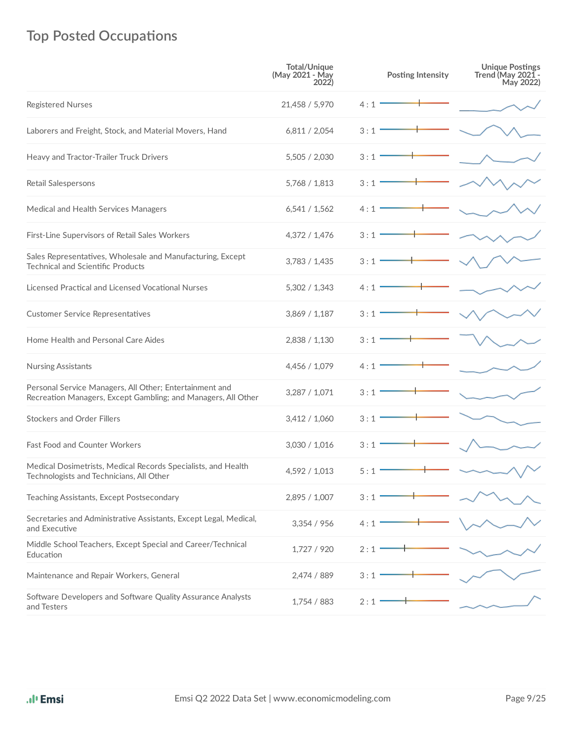## Top Posted Occupations

| | Total/Unique (May 2021 - May 2022) | Posting Intensity | Unique Postings Trend (May 2021 - May 2022) |
|---|---|---|---|
| Registered Nurses | 21,458 / 5,970 | 4 : 1 | |
| Laborers and Freight, Stock, and Material Movers, Hand | 6,811 / 2,054 | 3 : 1 | |
| Heavy and Tractor-Trailer Truck Drivers | 5,505 / 2,030 | 3 : 1 | |
| Retail Salespersons | 5,768 / 1,813 | 3 : 1 | |
| Medical and Health Services Managers | 6,541 / 1,562 | 4 : 1 | |
| First-Line Supervisors of Retail Sales Workers | 4,372 / 1,476 | 3 : 1 | |
| Sales Representatives, Wholesale and Manufacturing, Except Technical and Scientific Products | 3,783 / 1,435 | 3 : 1 | |
| Licensed Practical and Licensed Vocational Nurses | 5,302 / 1,343 | 4 : 1 | |
| Customer Service Representatives | 3,869 / 1,187 | 3 : 1 | |
| Home Health and Personal Care Aides | 2,838 / 1,130 | 3 : 1 | |
| Nursing Assistants | 4,456 / 1,079 | 4 : 1 | |
| Personal Service Managers, All Other; Entertainment and Recreation Managers, Except Gambling; and Managers, All Other | 3,287 / 1,071 | 3 : 1 | |
| Stockers and Order Fillers | 3,412 / 1,060 | 3 : 1 | |
| Fast Food and Counter Workers | 3,030 / 1,016 | 3 : 1 | |
| Medical Dosimetrists, Medical Records Specialists, and Health Technologists and Technicians, All Other | 4,592 / 1,013 | 5 : 1 | |
| Teaching Assistants, Except Postsecondary | 2,895 / 1,007 | 3 : 1 | |
| Secretaries and Administrative Assistants, Except Legal, Medical, and Executive | 3,354 / 956 | 4 : 1 | |
| Middle School Teachers, Except Special and Career/Technical Education | 1,727 / 920 | 2 : 1 | |
| Maintenance and Repair Workers, General | 2,474 / 889 | 3 : 1 | |
| Software Developers and Software Quality Assurance Analysts and Testers | 1,754 / 883 | 2 : 1 | |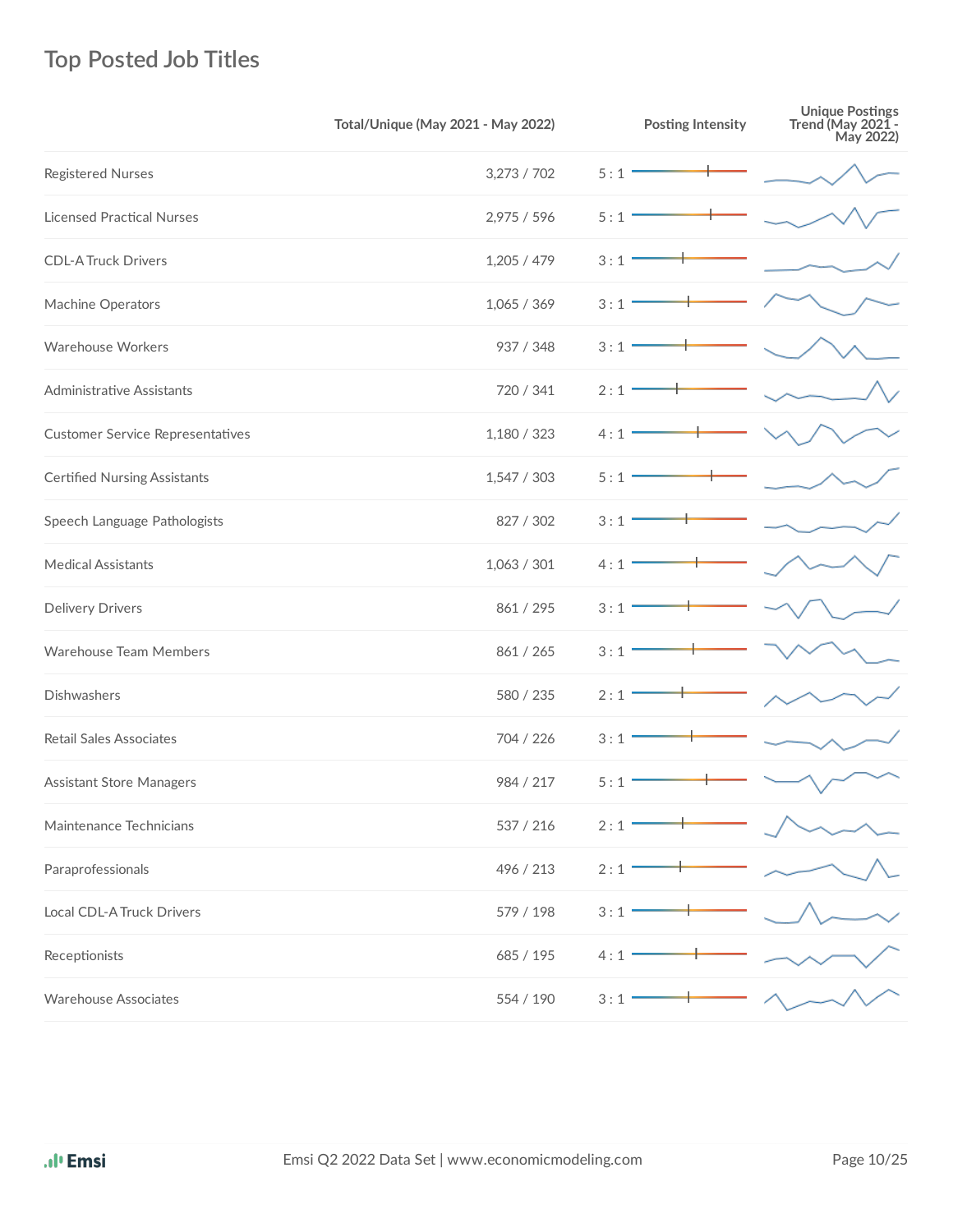## Top Posted Job Titles

| | Total/Unique (May 2021 - May 2022) | Posting Intensity | Unique Postings Trend (May 2021 - May 2022) |
|---|---|---|---|
| Registered Nurses | 3,273 / 702 | 5 : 1 | |
| Licensed Practical Nurses | 2,975 / 596 | 5 : 1 | |
| CDL-A Truck Drivers | 1,205 / 479 | 3 : 1 | |
| Machine Operators | 1,065 / 369 | 3 : 1 | |
| Warehouse Workers | 937 / 348 | 3 : 1 | |
| Administrative Assistants | 720 / 341 | 2 : 1 | |
| Customer Service Representatives | 1,180 / 323 | 4 : 1 | |
| Certified Nursing Assistants | 1,547 / 303 | 5 : 1 | |
| Speech Language Pathologists | 827 / 302 | 3 : 1 | |
| Medical Assistants | 1,063 / 301 | 4 : 1 | |
| Delivery Drivers | 861 / 295 | 3 : 1 | |
| Warehouse Team Members | 861 / 265 | 3 : 1 | |
| Dishwashers | 580 / 235 | 2 : 1 | |
| Retail Sales Associates | 704 / 226 | 3 : 1 | |
| Assistant Store Managers | 984 / 217 | 5 : 1 | |
| Maintenance Technicians | 537 / 216 | 2 : 1 | |
| Paraprofessionals | 496 / 213 | 2 : 1 | |
| Local CDL-A Truck Drivers | 579 / 198 | 3 : 1 | |
| Receptionists | 685 / 195 | 4 : 1 | |
| Warehouse Associates | 554 / 190 | 3 : 1 | |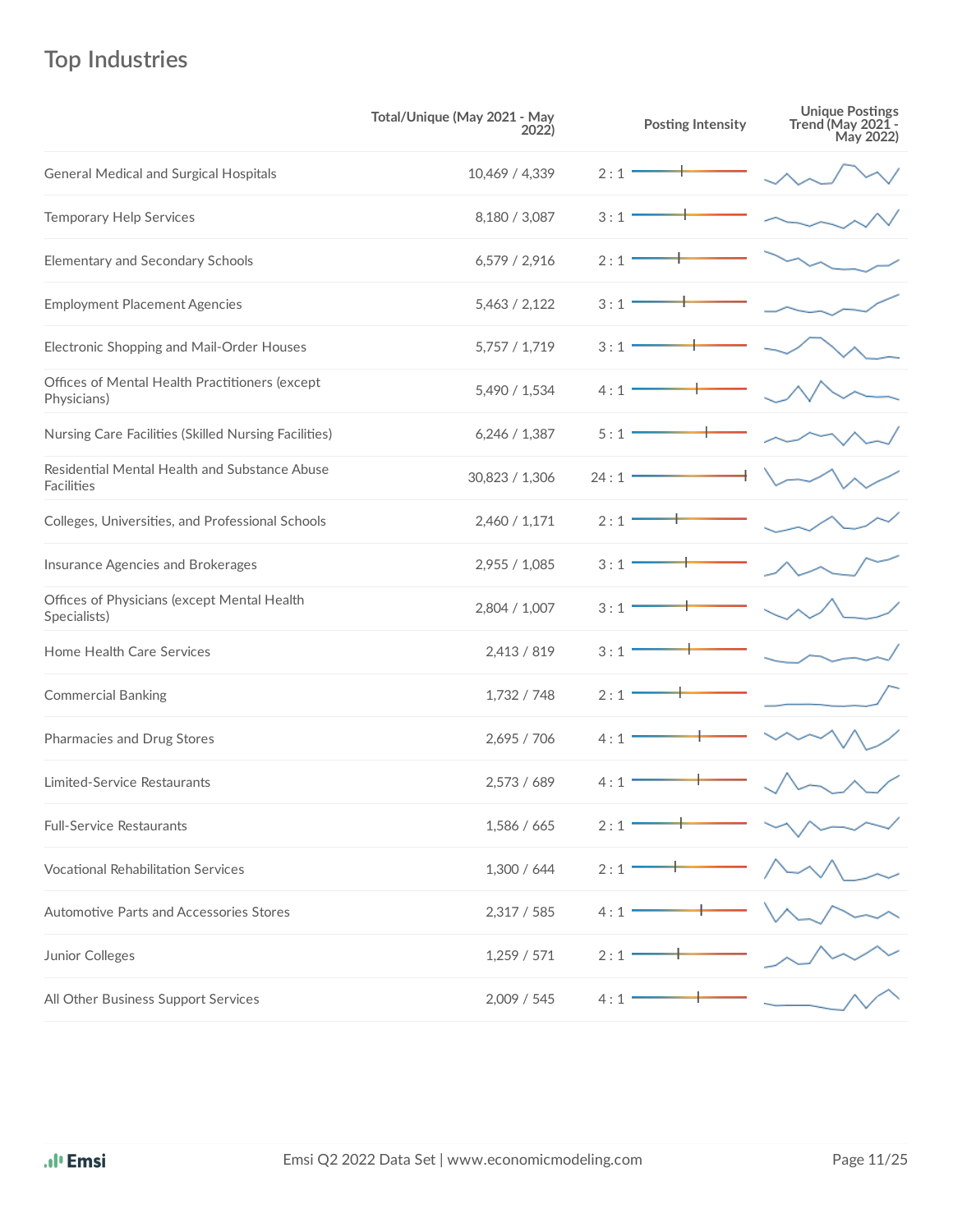## Top Industries

| | Total/Unique (May 2021 - May 2022) | Posting Intensity | Unique Postings Trend (May 2021 - May 2022) |
|---|---|---|---|
| General Medical and Surgical Hospitals | 10,469 / 4,339 | 2 : 1 | |
| Temporary Help Services | 8,180 / 3,087 | 3 : 1 | |
| Elementary and Secondary Schools | 6,579 / 2,916 | 2 : 1 | |
| Employment Placement Agencies | 5,463 / 2,122 | 3 : 1 | |
| Electronic Shopping and Mail-Order Houses | 5,757 / 1,719 | 3 : 1 | |
| Offices of Mental Health Practitioners (except Physicians) | 5,490 / 1,534 | 4 : 1 | |
| Nursing Care Facilities (Skilled Nursing Facilities) | 6,246 / 1,387 | 5 : 1 | |
| Residential Mental Health and Substance Abuse Facilities | 30,823 / 1,306 | 24 : 1 | |
| Colleges, Universities, and Professional Schools | 2,460 / 1,171 | 2 : 1 | |
| Insurance Agencies and Brokerages | 2,955 / 1,085 | 3 : 1 | |
| Offices of Physicians (except Mental Health Specialists) | 2,804 / 1,007 | 3 : 1 | |
| Home Health Care Services | 2,413 / 819 | 3 : 1 | |
| Commercial Banking | 1,732 / 748 | 2 : 1 | |
| Pharmacies and Drug Stores | 2,695 / 706 | 4 : 1 | |
| Limited-Service Restaurants | 2,573 / 689 | 4 : 1 | |
| Full-Service Restaurants | 1,586 / 665 | 2 : 1 | |
| Vocational Rehabilitation Services | 1,300 / 644 | 2 : 1 | |
| Automotive Parts and Accessories Stores | 2,317 / 585 | 4 : 1 | |
| Junior Colleges | 1,259 / 571 | 2 : 1 | |
| All Other Business Support Services | 2,009 / 545 | 4 : 1 | |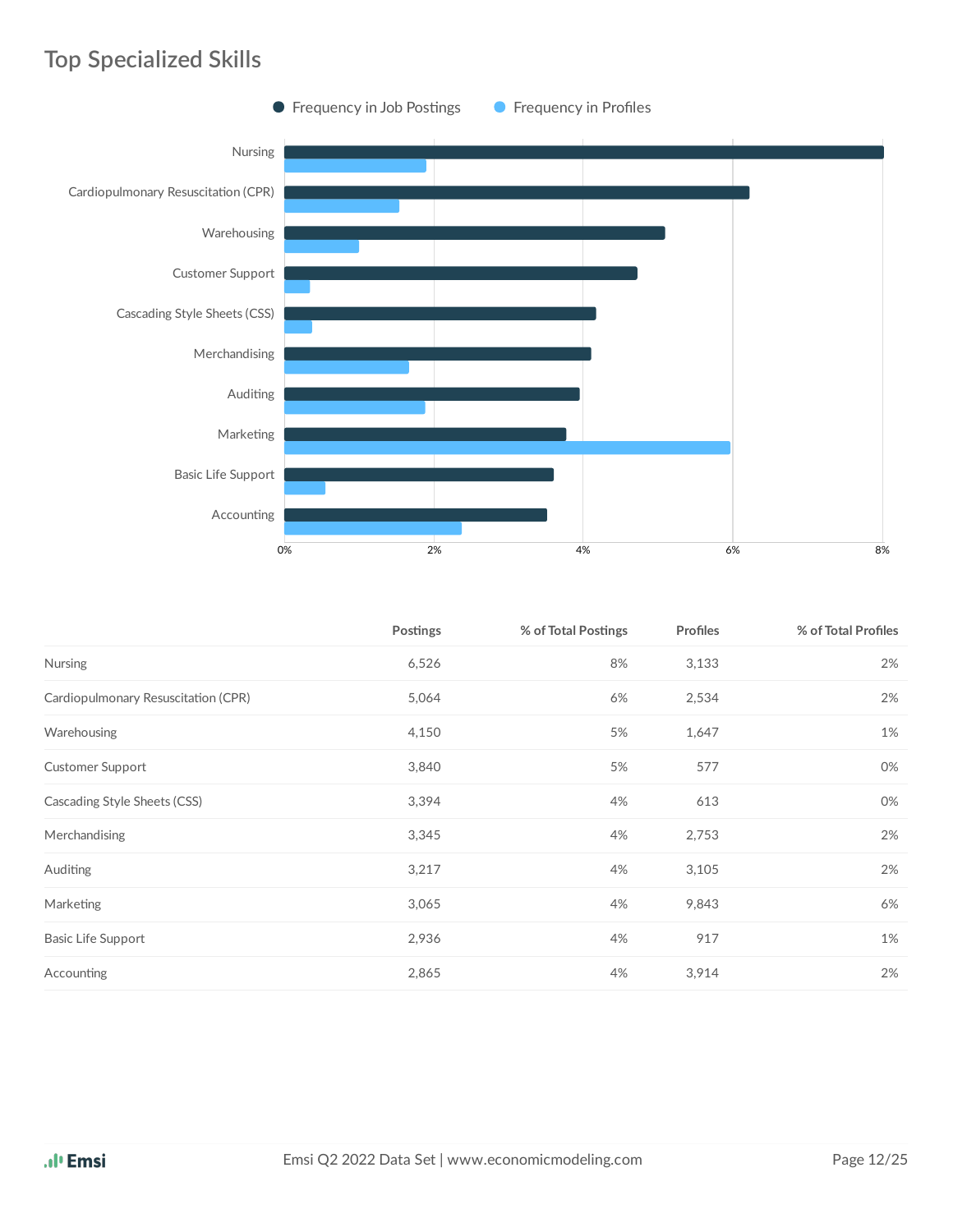## Top Specialized Skills

|  | Postings | % of Total Postings | Profiles | % of Total Profiles |
|---|---|---|---|---|
| Nursing | 6,526 | 8% | 3,133 | 2% |
| Cardiopulmonary Resuscitation (CPR) | 5,064 | 6% | 2,534 | 2% |
| Warehousing | 4,150 | 5% | 1,647 | 1% |
| Customer Support | 3,840 | 5% | 577 | 0% |
| Cascading Style Sheets (CSS) | 3,394 | 4% | 613 | 0% |
| Merchandising | 3,345 | 4% | 2,753 | 2% |
| Auditing | 3,217 | 4% | 3,105 | 2% |
| Marketing | 3,065 | 4% | 9,843 | 6% |
| Basic Life Support | 2,936 | 4% | 917 | 1% |
| Accounting | 2,865 | 4% | 3,914 | 2% |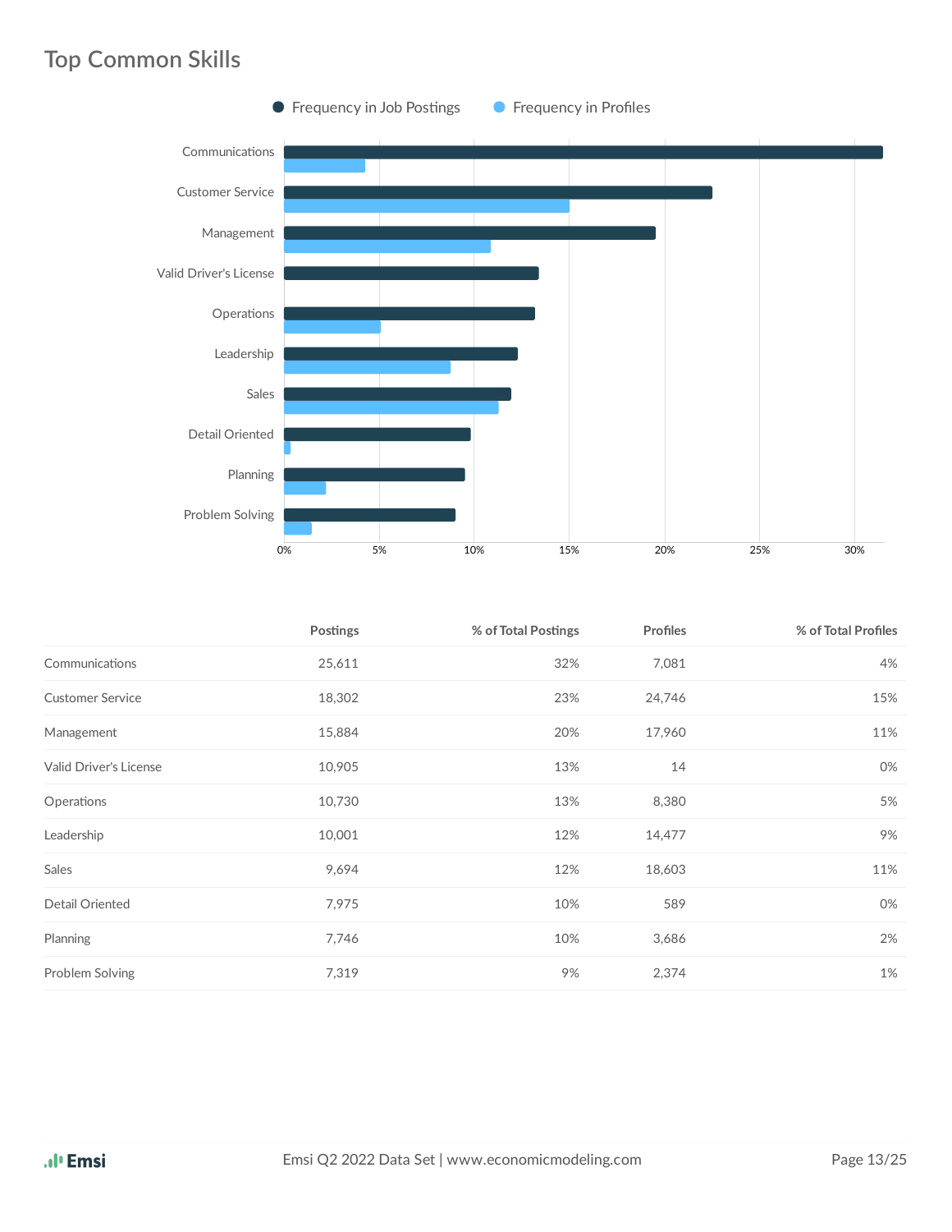## Top Common Skills

| | Postings | % of Total Postings | Profiles | % of Total Profiles |
|---|---|---|---|---|
| Communications | 25,611 | 32% | 7,081 | 4% |
| Customer Service | 18,302 | 23% | 24,746 | 15% |
| Management | 15,884 | 20% | 17,960 | 11% |
| Valid Driver's License | 10,905 | 13% | 14 | 0% |
| Operations | 10,730 | 13% | 8,380 | 5% |
| Leadership | 10,001 | 12% | 14,477 | 9% |
| Sales | 9,694 | 12% | 18,603 | 11% |
| Detail Oriented | 7,975 | 10% | 589 | 0% |
| Planning | 7,746 | 10% | 3,686 | 2% |
| Problem Solving | 7,319 | 9% | 2,374 | 1% |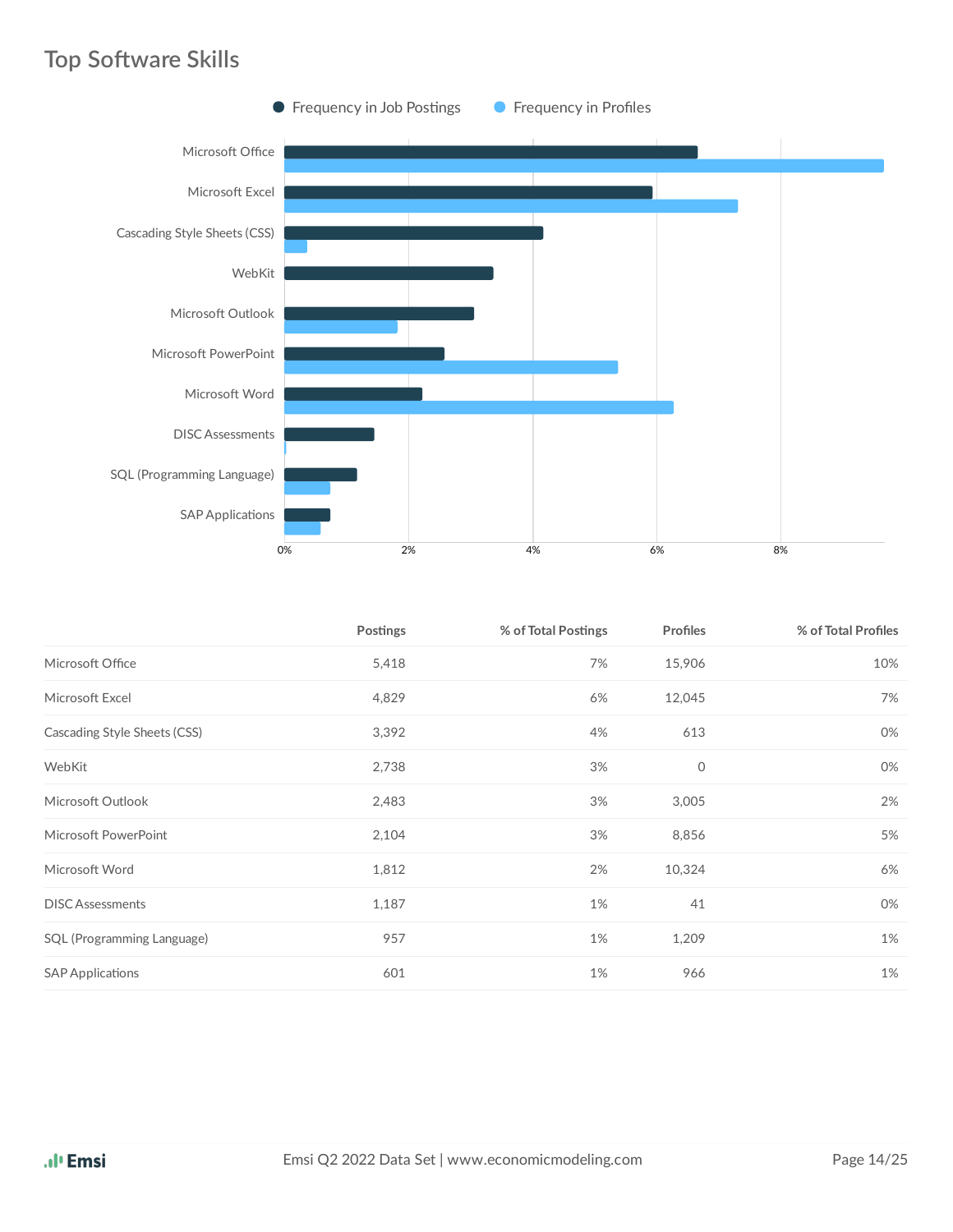## Top Software Skills

| | Postings | % of Total Postings | Profiles | % of Total Profiles |
|---|---|---|---|---|
| Microsoft Office | 5,418 | 7% | 15,906 | 10% |
| Microsoft Excel | 4,829 | 6% | 12,045 | 7% |
| Cascading Style Sheets (CSS) | 3,392 | 4% | 613 | 0% |
| WebKit | 2,738 | 3% | 0 | 0% |
| Microsoft Outlook | 2,483 | 3% | 3,005 | 2% |
| Microsoft PowerPoint | 2,104 | 3% | 8,856 | 5% |
| Microsoft Word | 1,812 | 2% | 10,324 | 6% |
| DISC Assessments | 1,187 | 1% | 41 | 0% |
| SQL (Programming Language) | 957 | 1% | 1,209 | 1% |
| SAP Applications | 601 | 1% | 966 | 1% |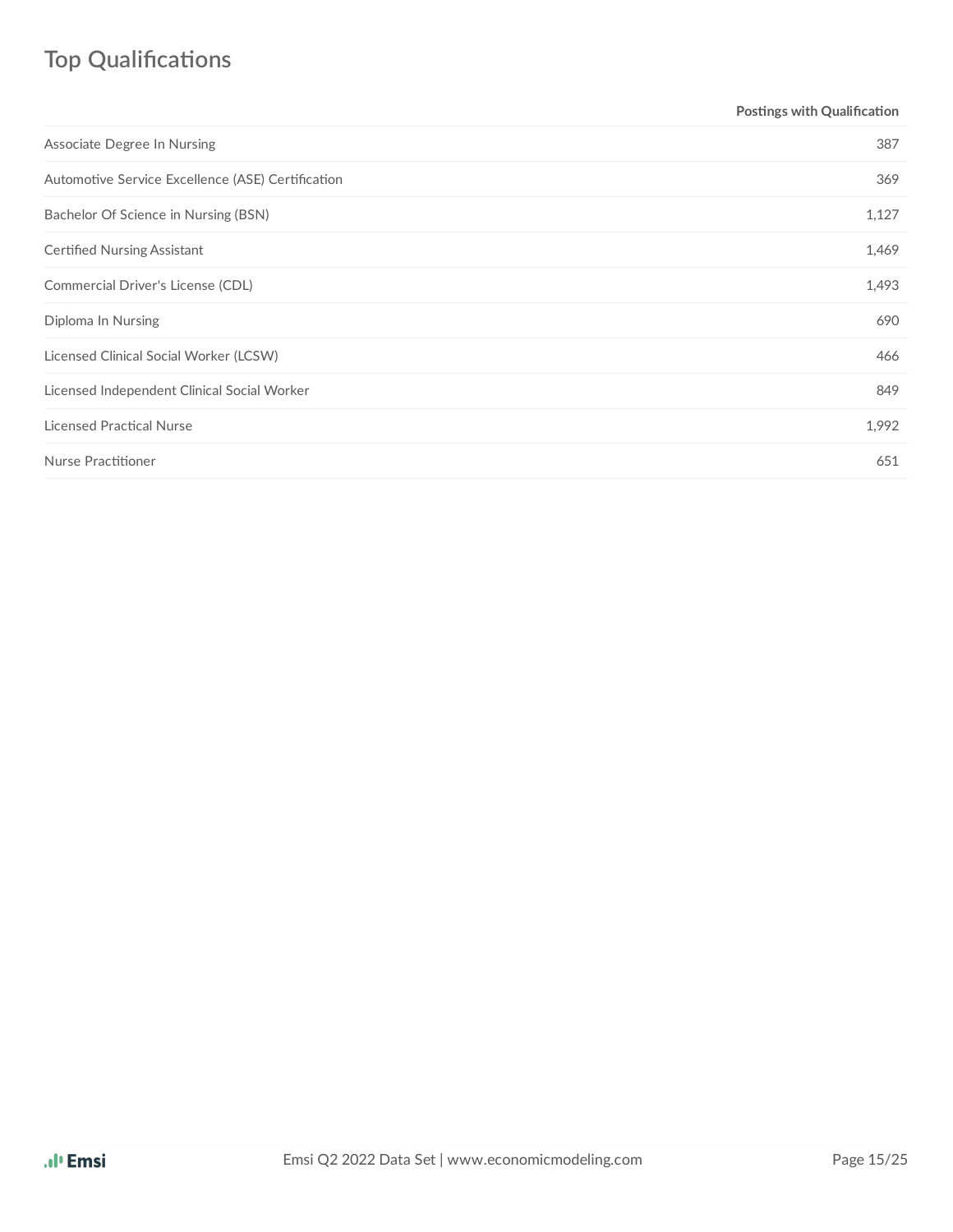## Top Qualifications

| | Postings with Qualification |
|---|---|
| Associate Degree In Nursing | 387 |
| Automotive Service Excellence (ASE) Certification | 369 |
| Bachelor Of Science in Nursing (BSN) | 1,127 |
| Certified Nursing Assistant | 1,469 |
| Commercial Driver's License (CDL) | 1,493 |
| Diploma In Nursing | 690 |
| Licensed Clinical Social Worker (LCSW) | 466 |
| Licensed Independent Clinical Social Worker | 849 |
| Licensed Practical Nurse | 1,992 |
| Nurse Practitioner | 651 |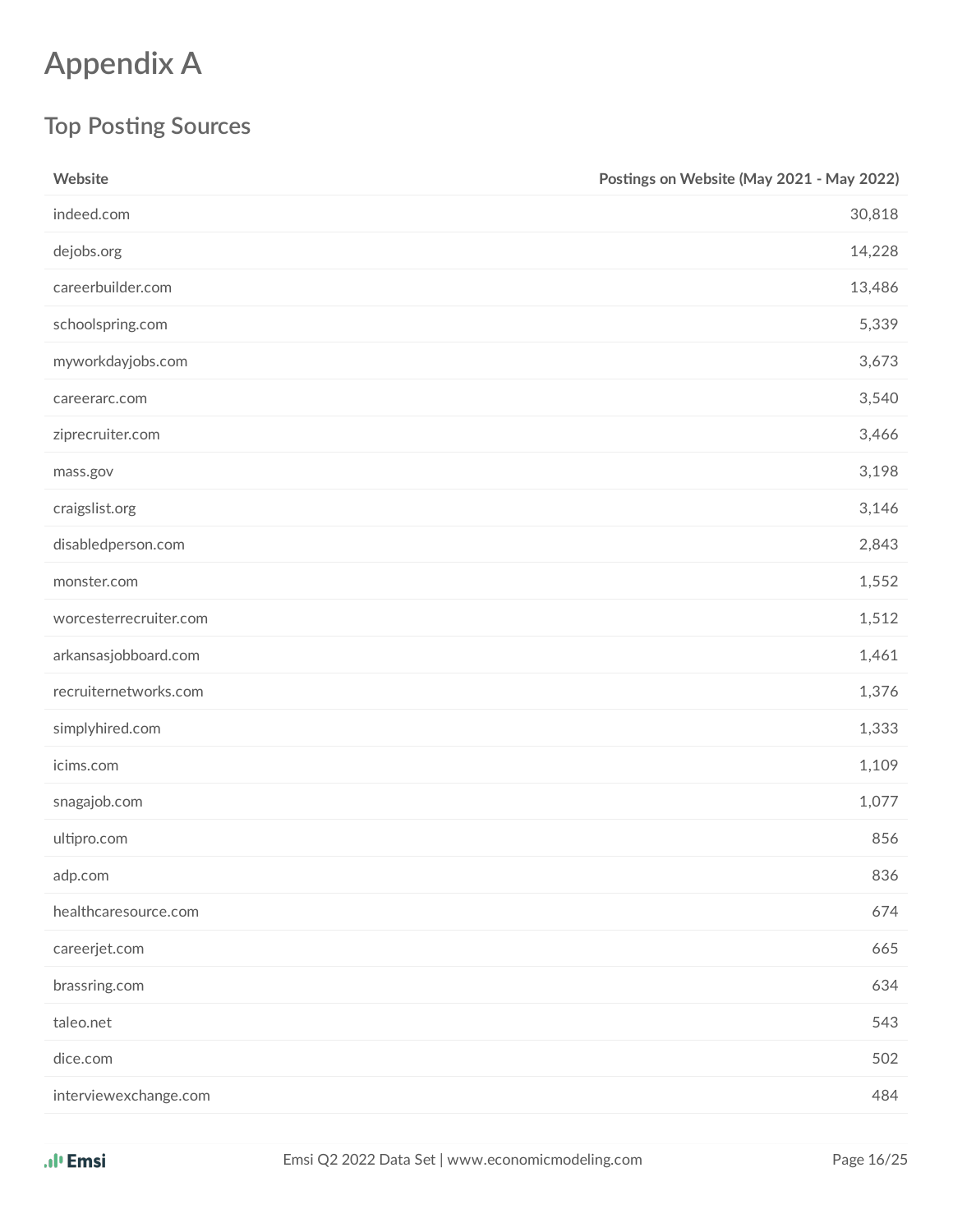# Appendix A

## Top Posting Sources

| Website | Postings on Website (May 2021 - May 2022) |
|---|---:|
| indeed.com | 30,818 |
| dejobs.org | 14,228 |
| careerbuilder.com | 13,486 |
| schoolspring.com | 5,339 |
| myworkdayjobs.com | 3,673 |
| careerarc.com | 3,540 |
| ziprecruiter.com | 3,466 |
| mass.gov | 3,198 |
| craigslist.org | 3,146 |
| disabledperson.com | 2,843 |
| monster.com | 1,552 |
| worcesterrecruiter.com | 1,512 |
| arkansasjobboard.com | 1,461 |
| recruiternetworks.com | 1,376 |
| simplyhired.com | 1,333 |
| icims.com | 1,109 |
| snagajob.com | 1,077 |
| ultipro.com | 856 |
| adp.com | 836 |
| healthcaresource.com | 674 |
| careerjet.com | 665 |
| brassring.com | 634 |
| taleo.net | 543 |
| dice.com | 502 |
| interviewexchange.com | 484 |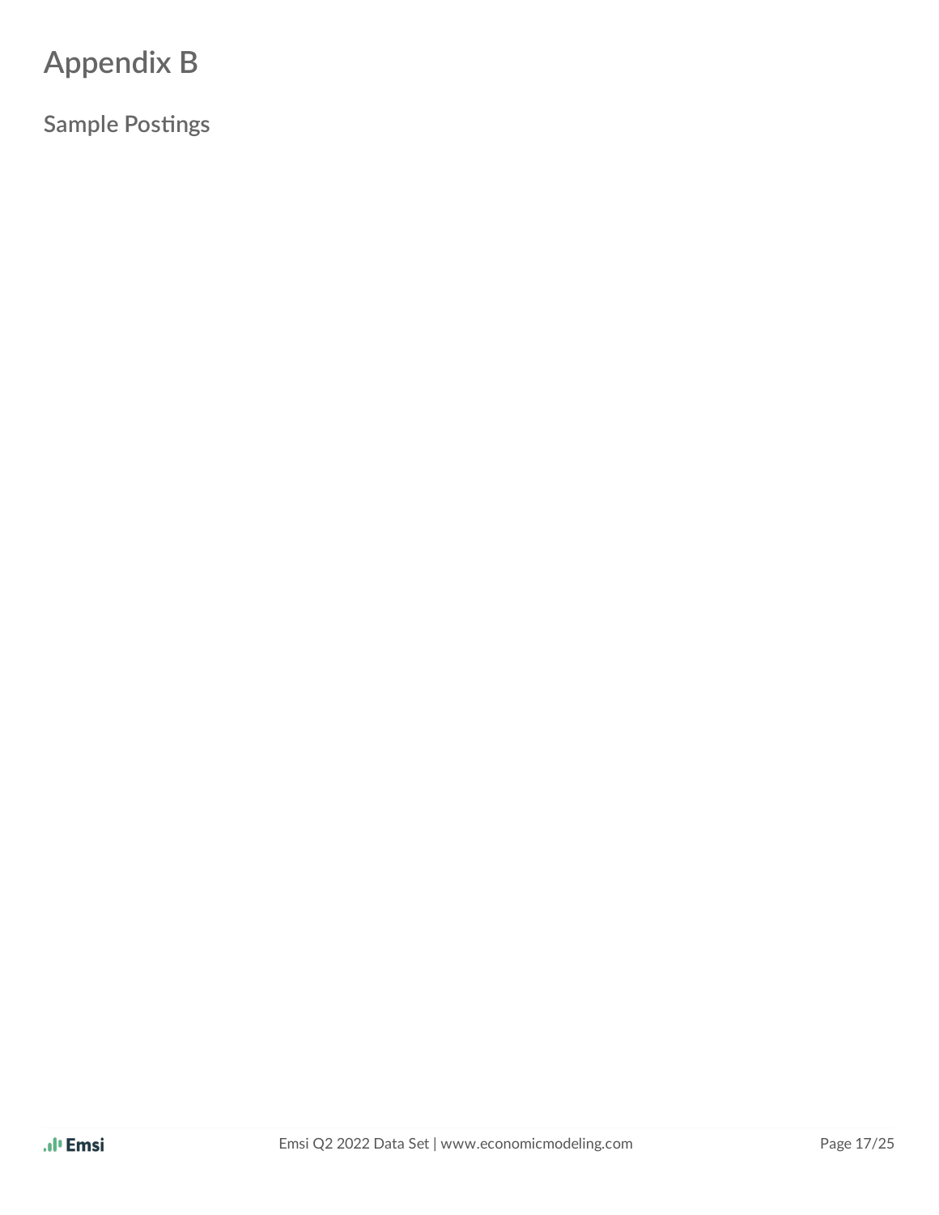# Appendix B

## Sample Postings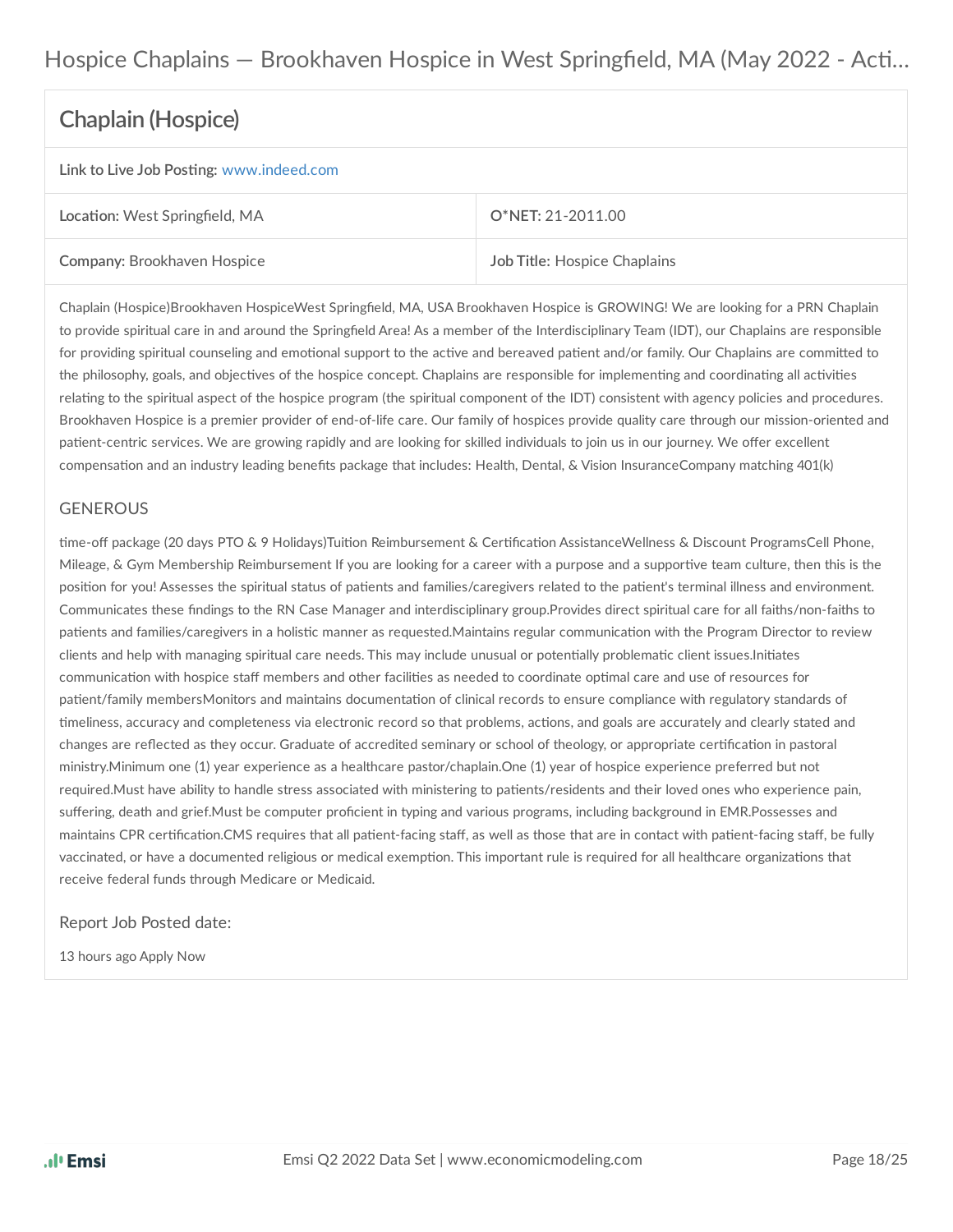## Hospice Chaplains — Brookhaven Hospice in West Springfield, MA (May 2022 - Acti...

### Chaplain (Hospice)

**Link to Live Job Posting:** www.indeed.com

| **Location:** West Springfield, MA | **O*NET:** 21-2011.00 |
|---|---|
| **Company:** Brookhaven Hospice | **Job Title:** Hospice Chaplains |

Chaplain (Hospice)Brookhaven HospiceWest Springfield, MA, USA Brookhaven Hospice is GROWING! We are looking for a PRN Chaplain to provide spiritual care in and around the Springfield Area! As a member of the Interdisciplinary Team (IDT), our Chaplains are responsible for providing spiritual counseling and emotional support to the active and bereaved patient and/or family. Our Chaplains are committed to the philosophy, goals, and objectives of the hospice concept. Chaplains are responsible for implementing and coordinating all activities relating to the spiritual aspect of the hospice program (the spiritual component of the IDT) consistent with agency policies and procedures. Brookhaven Hospice is a premier provider of end-of-life care. Our family of hospices provide quality care through our mission-oriented and patient-centric services. We are growing rapidly and are looking for skilled individuals to join us in our journey. We offer excellent compensation and an industry leading benefits package that includes: Health, Dental, & Vision InsuranceCompany matching 401(k)

GENEROUS

time-off package (20 days PTO & 9 Holidays)Tuition Reimbursement & Certification AssistanceWellness & Discount ProgramsCell Phone, Mileage, & Gym Membership Reimbursement If you are looking for a career with a purpose and a supportive team culture, then this is the position for you! Assesses the spiritual status of patients and families/caregivers related to the patient's terminal illness and environment. Communicates these findings to the RN Case Manager and interdisciplinary group.Provides direct spiritual care for all faiths/non-faiths to patients and families/caregivers in a holistic manner as requested.Maintains regular communication with the Program Director to review clients and help with managing spiritual care needs. This may include unusual or potentially problematic client issues.Initiates communication with hospice staff members and other facilities as needed to coordinate optimal care and use of resources for patient/family membersMonitors and maintains documentation of clinical records to ensure compliance with regulatory standards of timeliness, accuracy and completeness via electronic record so that problems, actions, and goals are accurately and clearly stated and changes are reflected as they occur. Graduate of accredited seminary or school of theology, or appropriate certification in pastoral ministry.Minimum one (1) year experience as a healthcare pastor/chaplain.One (1) year of hospice experience preferred but not required.Must have ability to handle stress associated with ministering to patients/residents and their loved ones who experience pain, suffering, death and grief.Must be computer proficient in typing and various programs, including background in EMR.Possesses and maintains CPR certification.CMS requires that all patient-facing staff, as well as those that are in contact with patient-facing staff, be fully vaccinated, or have a documented religious or medical exemption. This important rule is required for all healthcare organizations that receive federal funds through Medicare or Medicaid.

Report Job Posted date:

13 hours ago Apply Now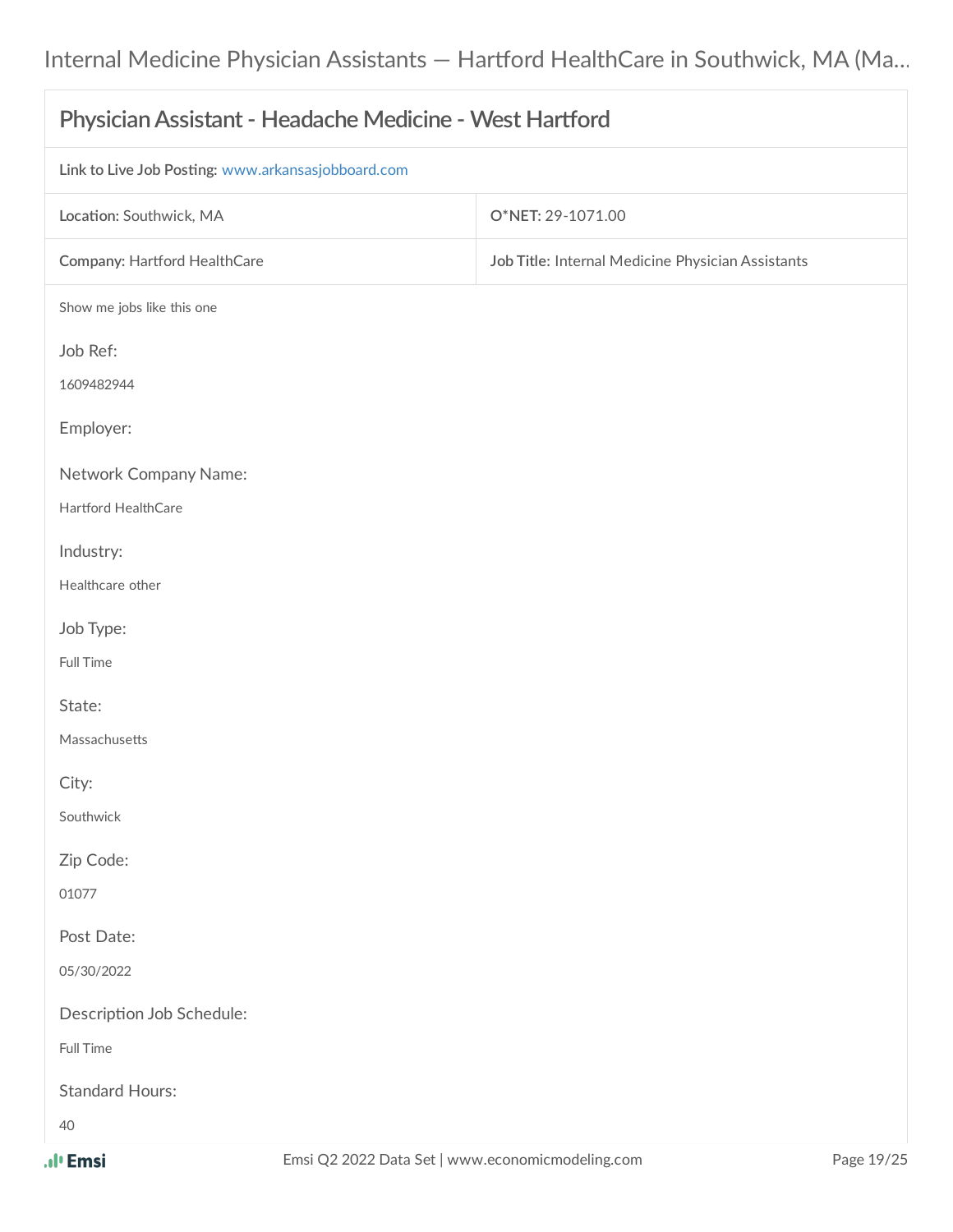## Physician Assistant - Headache Medicine - West Hartford

| **Link to Live Job Posting:** www.arkansasjobboard.com | |
|---|---|
| **Location:** Southwick, MA | **O*NET:** 29-1071.00 |
| **Company:** Hartford HealthCare | **Job Title:** Internal Medicine Physician Assistants |

Show me jobs like this one

Job Ref:

1609482944

Employer:

Network Company Name:

Hartford HealthCare

Industry:

Healthcare other

Job Type:

Full Time

State:

Massachusetts

City:

Southwick

Zip Code:

01077

Post Date:

05/30/2022

Description Job Schedule:

Full Time

Standard Hours:

40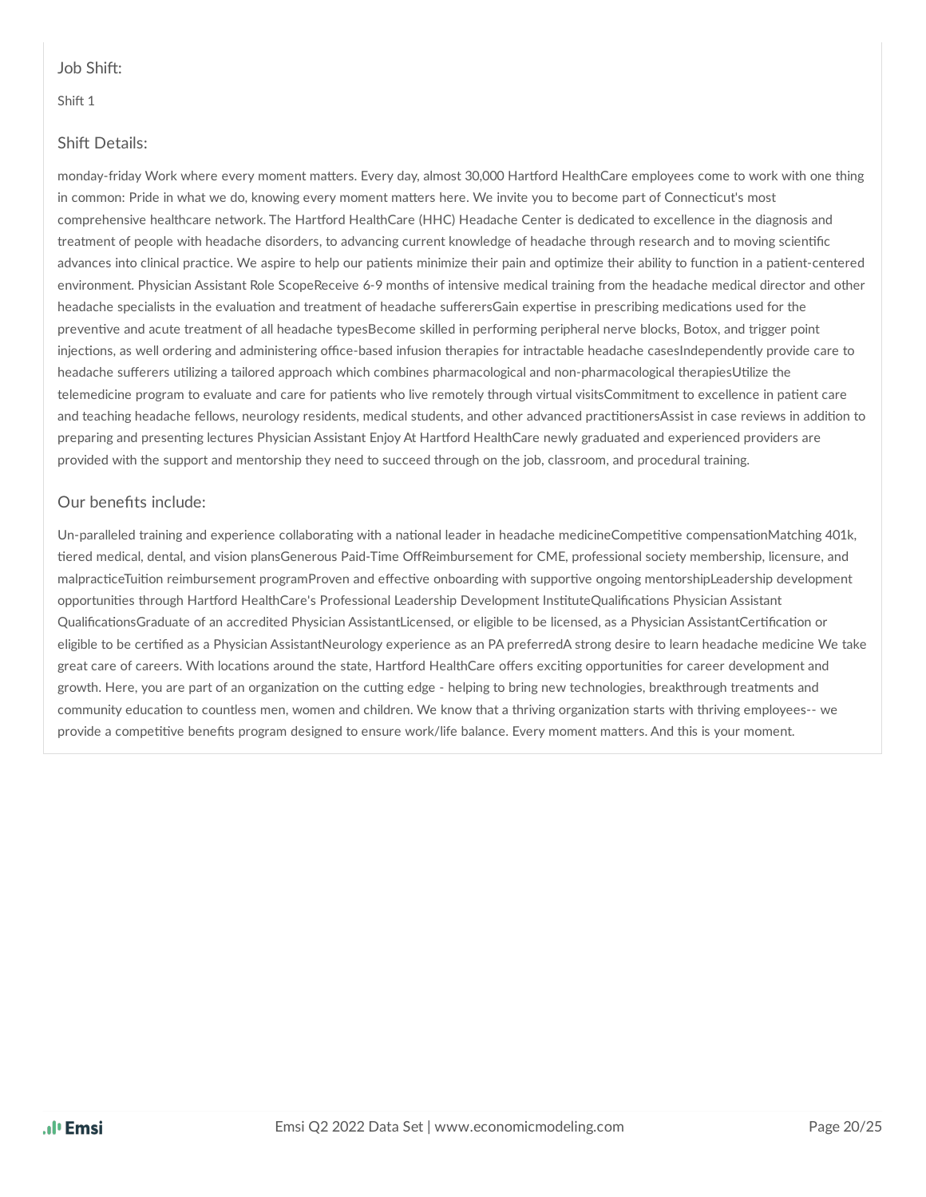### Job Shift:

Shift 1

### Shift Details:

monday-friday Work where every moment matters. Every day, almost 30,000 Hartford HealthCare employees come to work with one thing in common: Pride in what we do, knowing every moment matters here. We invite you to become part of Connecticut's most comprehensive healthcare network. The Hartford HealthCare (HHC) Headache Center is dedicated to excellence in the diagnosis and treatment of people with headache disorders, to advancing current knowledge of headache through research and to moving scientific advances into clinical practice. We aspire to help our patients minimize their pain and optimize their ability to function in a patient-centered environment. Physician Assistant Role ScopeReceive 6-9 months of intensive medical training from the headache medical director and other headache specialists in the evaluation and treatment of headache sufferersGain expertise in prescribing medications used for the preventive and acute treatment of all headache typesBecome skilled in performing peripheral nerve blocks, Botox, and trigger point injections, as well ordering and administering office-based infusion therapies for intractable headache casesIndependently provide care to headache sufferers utilizing a tailored approach which combines pharmacological and non-pharmacological therapiesUtilize the telemedicine program to evaluate and care for patients who live remotely through virtual visitsCommitment to excellence in patient care and teaching headache fellows, neurology residents, medical students, and other advanced practitionersAssist in case reviews in addition to preparing and presenting lectures Physician Assistant Enjoy At Hartford HealthCare newly graduated and experienced providers are provided with the support and mentorship they need to succeed through on the job, classroom, and procedural training.

### Our benefits include:

Un-paralleled training and experience collaborating with a national leader in headache medicineCompetitive compensationMatching 401k, tiered medical, dental, and vision plansGenerous Paid-Time OffReimbursement for CME, professional society membership, licensure, and malpracticeTuition reimbursement programProven and effective onboarding with supportive ongoing mentorshipLeadership development opportunities through Hartford HealthCare's Professional Leadership Development InstituteQualifications Physician Assistant QualificationsGraduate of an accredited Physician AssistantLicensed, or eligible to be licensed, as a Physician AssistantCertification or eligible to be certified as a Physician AssistantNeurology experience as an PA preferredA strong desire to learn headache medicine We take great care of careers. With locations around the state, Hartford HealthCare offers exciting opportunities for career development and growth. Here, you are part of an organization on the cutting edge - helping to bring new technologies, breakthrough treatments and community education to countless men, women and children. We know that a thriving organization starts with thriving employees-- we provide a competitive benefits program designed to ensure work/life balance. Every moment matters. And this is your moment.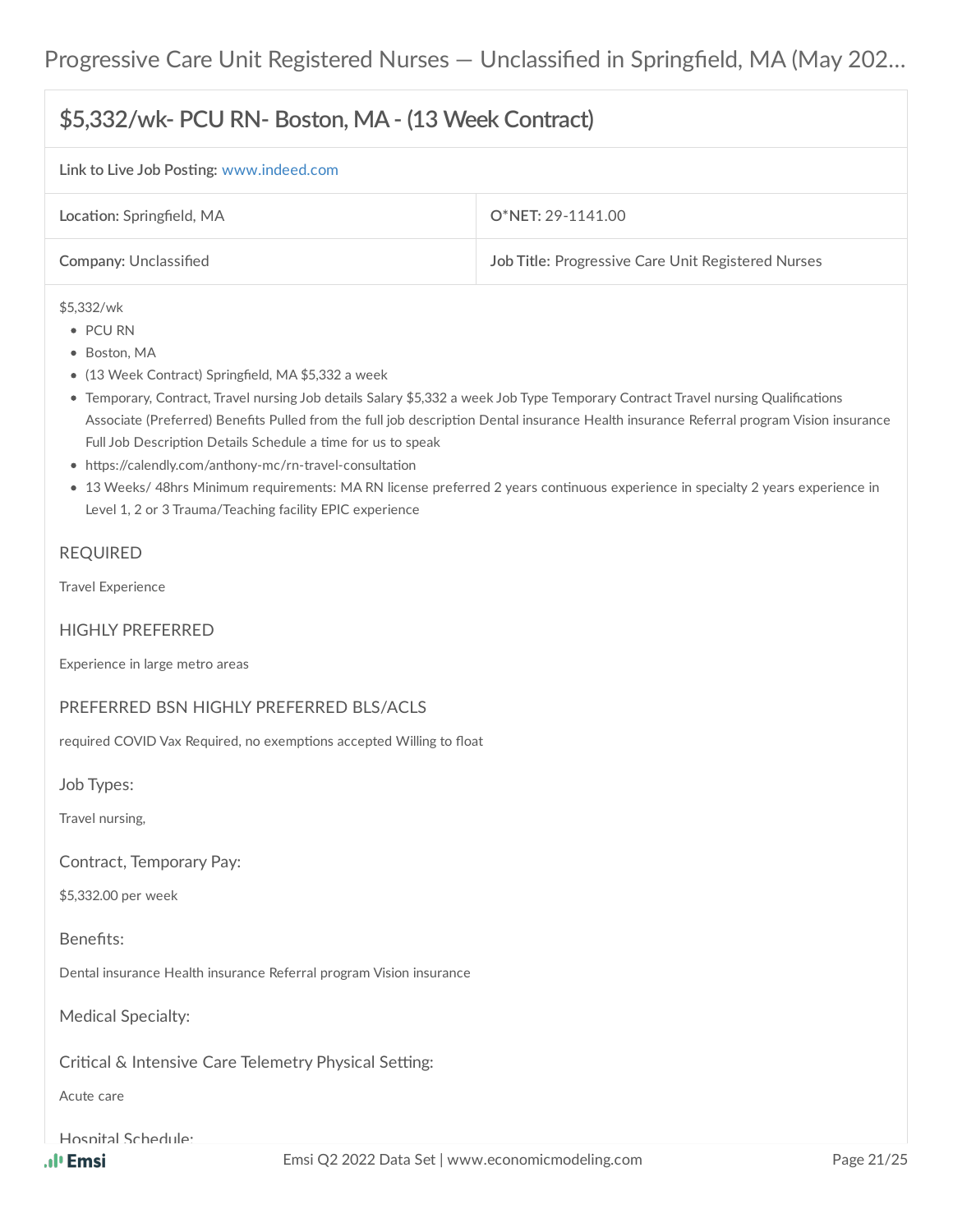## $5,332/wk- PCU RN- Boston, MA - (13 Week Contract)

| | |
|---|---|
| **Link to Live Job Posting:** www.indeed.com | |
| **Location:** Springfield, MA | **O*NET:** 29-1141.00 |
| **Company:** Unclassified | **Job Title:** Progressive Care Unit Registered Nurses |

$5,332/wk

- PCU RN
- Boston, MA
- (13 Week Contract) Springfield, MA $5,332 a week
- Temporary, Contract, Travel nursing Job details Salary $5,332 a week Job Type Temporary Contract Travel nursing Qualifications Associate (Preferred) Benefits Pulled from the full job description Dental insurance Health insurance Referral program Vision insurance Full Job Description Details Schedule a time for us to speak
- https://calendly.com/anthony-mc/rn-travel-consultation
- 13 Weeks/ 48hrs Minimum requirements: MA RN license preferred 2 years continuous experience in specialty 2 years experience in Level 1, 2 or 3 Trauma/Teaching facility EPIC experience

### REQUIRED

Travel Experience

### HIGHLY PREFERRED

Experience in large metro areas

### PREFERRED BSN HIGHLY PREFERRED BLS/ACLS

required COVID Vax Required, no exemptions accepted Willing to float

### Job Types:

Travel nursing,

### Contract, Temporary Pay:

$5,332.00 per week

### Benefits:

Dental insurance Health insurance Referral program Vision insurance

### Medical Specialty:

### Critical & Intensive Care Telemetry Physical Setting:

Acute care

### Hospital Schedule: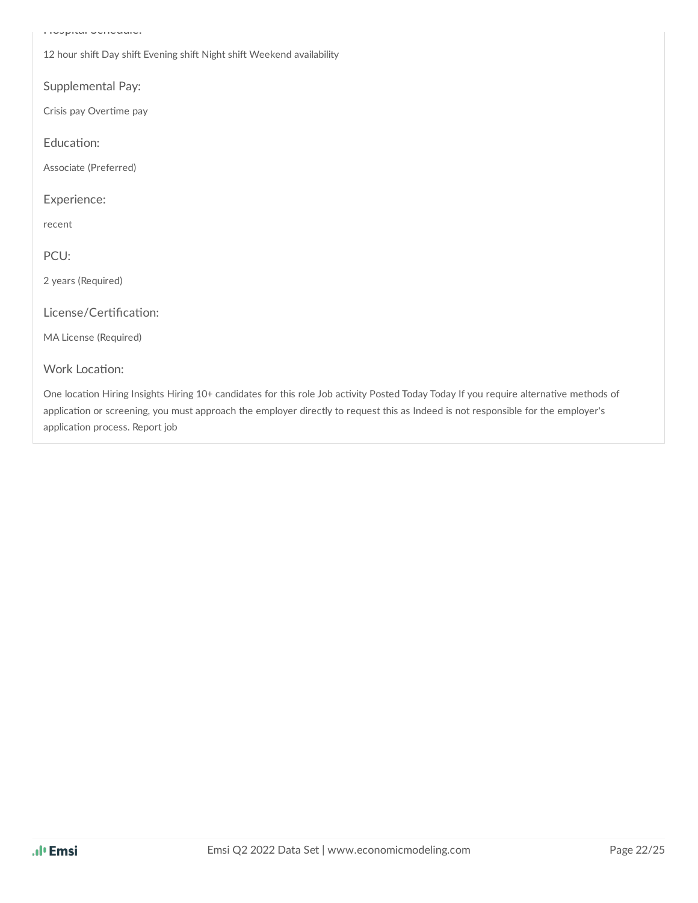Hospital Schedule:

12 hour shift Day shift Evening shift Night shift Weekend availability

Supplemental Pay:

Crisis pay Overtime pay

Education:

Associate (Preferred)

Experience:

recent

PCU:

2 years (Required)

License/Certification:

MA License (Required)

Work Location:

One location Hiring Insights Hiring 10+ candidates for this role Job activity Posted Today Today If you require alternative methods of application or screening, you must approach the employer directly to request this as Indeed is not responsible for the employer's application process. Report job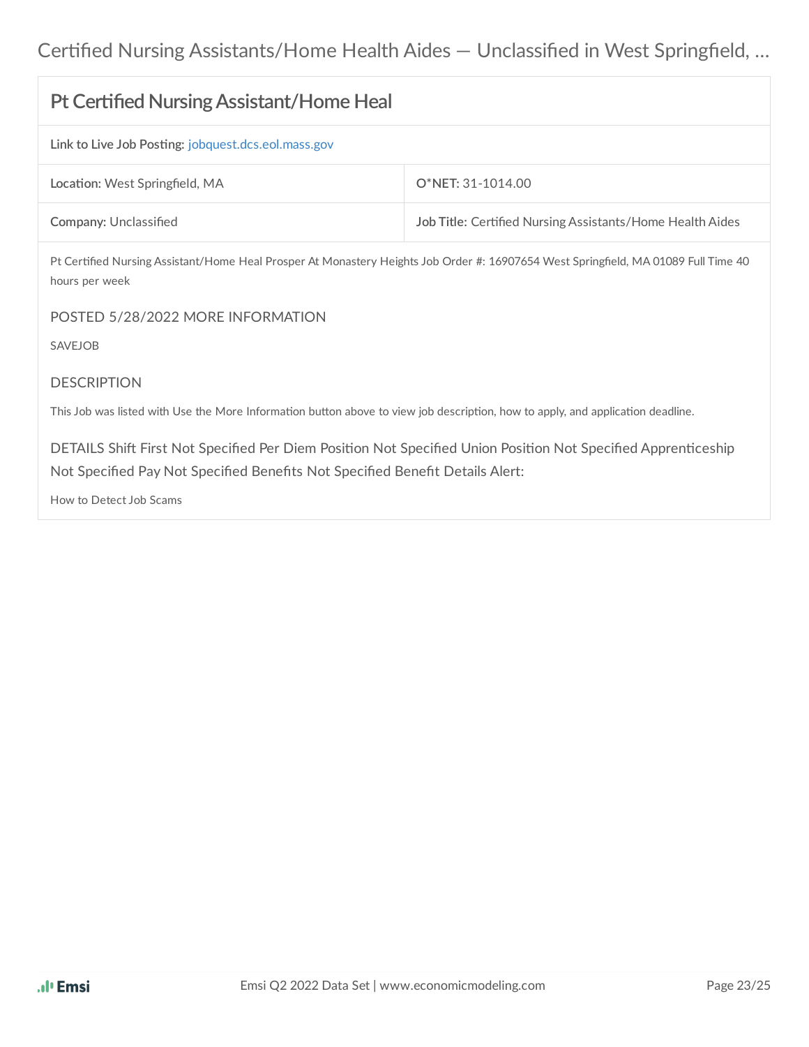## Certified Nursing Assistants/Home Health Aides — Unclassified in West Springfield, ...

### Pt Certified Nursing Assistant/Home Heal

**Link to Live Job Posting:** jobquest.dcs.eol.mass.gov

| **Location:** West Springfield, MA | **O*NET:** 31-1014.00 |
|---|---|
| **Company:** Unclassified | **Job Title:** Certified Nursing Assistants/Home Health Aides |

Pt Certified Nursing Assistant/Home Heal Prosper At Monastery Heights Job Order #: 16907654 West Springfield, MA 01089 Full Time 40 hours per week

POSTED 5/28/2022 MORE INFORMATION

SAVEJOB

DESCRIPTION

This Job was listed with Use the More Information button above to view job description, how to apply, and application deadline.

DETAILS Shift First Not Specified Per Diem Position Not Specified Union Position Not Specified Apprenticeship Not Specified Pay Not Specified Benefits Not Specified Benefit Details Alert:

How to Detect Job Scams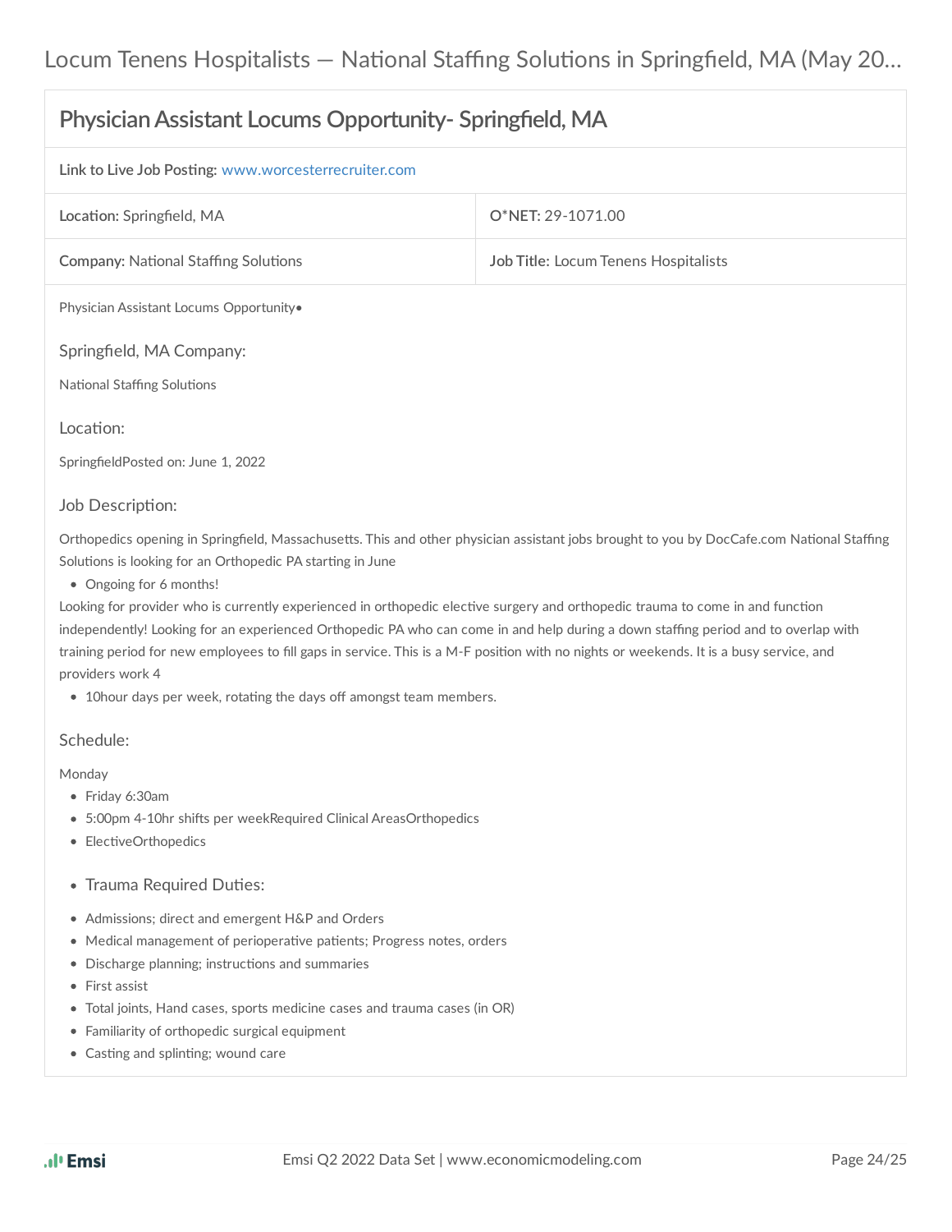## Physician Assistant Locums Opportunity- Springfield, MA

| **Link to Live Job Posting:** www.worcesterrecruiter.com | |
|---|---|
| **Location:** Springfield, MA | **O*NET:** 29-1071.00 |
| **Company:** National Staffing Solutions | **Job Title:** Locum Tenens Hospitalists |

Physician Assistant Locums Opportunity•

### Springfield, MA Company:

National Staffing Solutions

### Location:

SpringfieldPosted on: June 1, 2022

### Job Description:

Orthopedics opening in Springfield, Massachusetts. This and other physician assistant jobs brought to you by DocCafe.com National Staffing Solutions is looking for an Orthopedic PA starting in June

- Ongoing for 6 months!

Looking for provider who is currently experienced in orthopedic elective surgery and orthopedic trauma to come in and function independently! Looking for an experienced Orthopedic PA who can come in and help during a down staffing period and to overlap with training period for new employees to fill gaps in service. This is a M-F position with no nights or weekends. It is a busy service, and providers work 4

- 10hour days per week, rotating the days off amongst team members.

### Schedule:

Monday

- Friday 6:30am
- 5:00pm 4-10hr shifts per weekRequired Clinical AreasOrthopedics
- ElectiveOrthopedics
- ### Trauma Required Duties:
- Admissions; direct and emergent H&P and Orders
- Medical management of perioperative patients; Progress notes, orders
- Discharge planning; instructions and summaries
- First assist
- Total joints, Hand cases, sports medicine cases and trauma cases (in OR)
- Familiarity of orthopedic surgical equipment
- Casting and splinting; wound care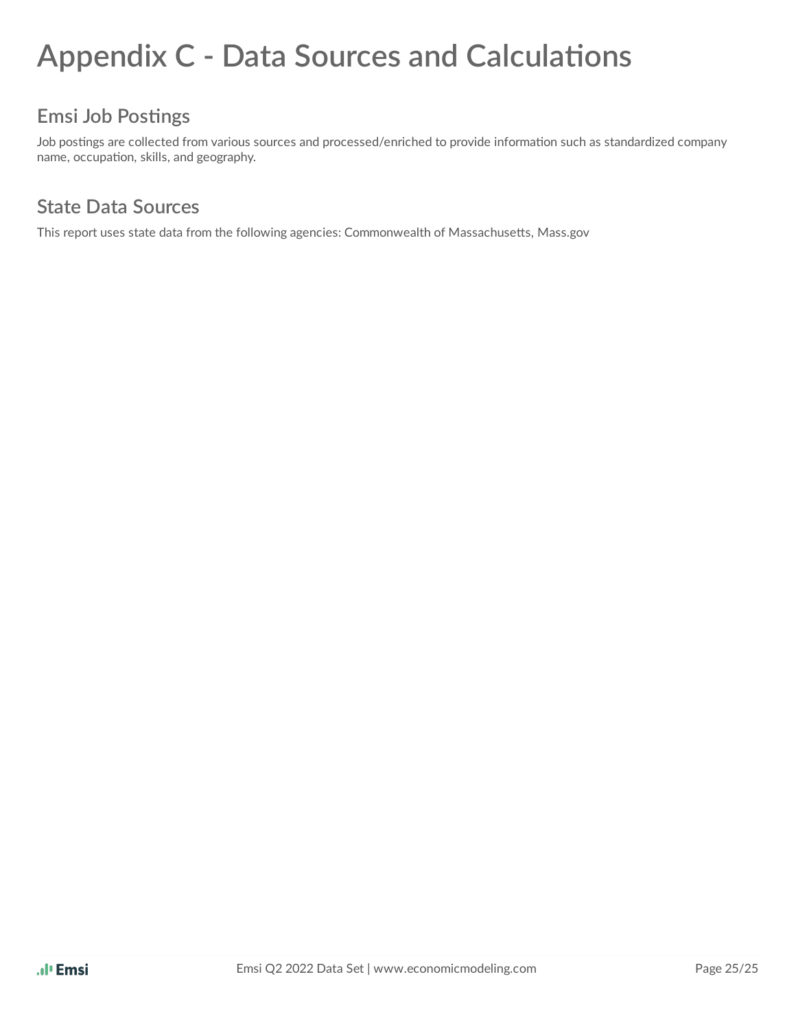# Appendix C - Data Sources and Calculations

## Emsi Job Postings

Job postings are collected from various sources and processed/enriched to provide information such as standardized company name, occupation, skills, and geography.

## State Data Sources

This report uses state data from the following agencies: Commonwealth of Massachusetts, Mass.gov